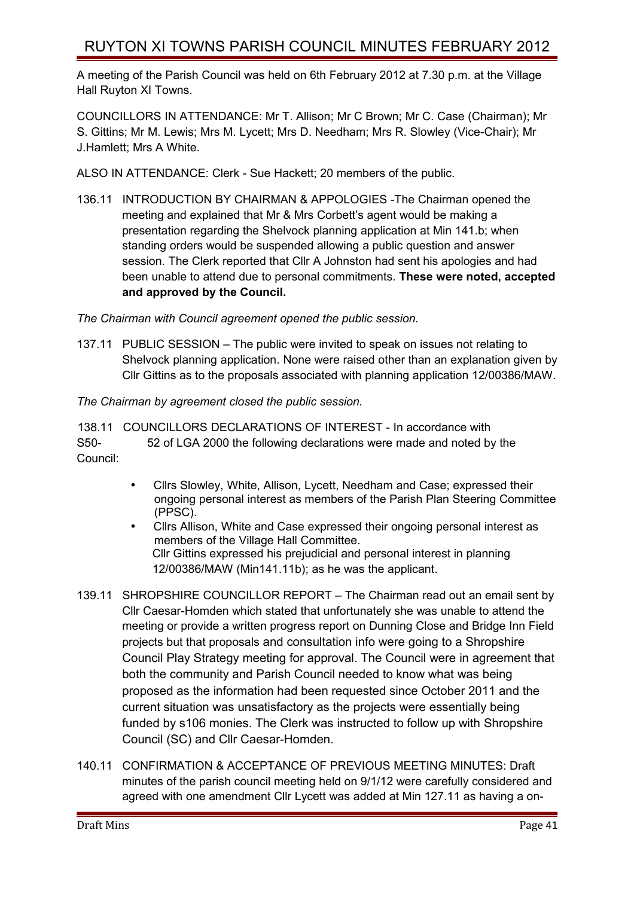# RUYTON XI TOWNS PARISH COUNCIL MINUTES FEBRUARY 2012

A meeting of the Parish Council was held on 6th February 2012 at 7.30 p.m. at the Village Hall Ruyton XI Towns.

COUNCILLORS IN ATTENDANCE: Mr T. Allison; Mr C Brown; Mr C. Case (Chairman); Mr S. Gittins; Mr M. Lewis; Mrs M. Lycett; Mrs D. Needham; Mrs R. Slowley (Vice-Chair); Mr J.Hamlett; Mrs A White.

ALSO IN ATTENDANCE: Clerk - Sue Hackett; 20 members of the public.

136.11 INTRODUCTION BY CHAIRMAN & APPOLOGIES -The Chairman opened the meeting and explained that Mr & Mrs Corbett's agent would be making a presentation regarding the Shelvock planning application at Min 141.b; when standing orders would be suspended allowing a public question and answer session. The Clerk reported that Cllr A Johnston had sent his apologies and had been unable to attend due to personal commitments. **These were noted, accepted and approved by the Council.**

*The Chairman with Council agreement opened the public session.*

137.11 PUBLIC SESSION – The public were invited to speak on issues not relating to Shelvock planning application. None were raised other than an explanation given by Cllr Gittins as to the proposals associated with planning application 12/00386/MAW.

*The Chairman by agreement closed the public session.*

138.11 COUNCILLORS DECLARATIONS OF INTEREST - In accordance with S50- 52 of LGA 2000 the following declarations were made and noted by the Council:

- Cllrs Slowley, White, Allison, Lycett, Needham and Case; expressed their ongoing personal interest as members of the Parish Plan Steering Committee (PPSC).
- Cllrs Allison, White and Case expressed their ongoing personal interest as members of the Village Hall Committee.
  Cllr Gittins expressed his prejudicial and personal interest in planning 12/00386/MAW (Min141.11b); as he was the applicant.

139.11 SHROPSHIRE COUNCILLOR REPORT – The Chairman read out an email sent by Cllr Caesar-Homden which stated that unfortunately she was unable to attend the meeting or provide a written progress report on Dunning Close and Bridge Inn Field projects but that proposals and consultation info were going to a Shropshire Council Play Strategy meeting for approval. The Council were in agreement that both the community and Parish Council needed to know what was being proposed as the information had been requested since October 2011 and the current situation was unsatisfactory as the projects were essentially being funded by s106 monies. The Clerk was instructed to follow up with Shropshire Council (SC) and Cllr Caesar-Homden.

140.11 CONFIRMATION & ACCEPTANCE OF PREVIOUS MEETING MINUTES: Draft minutes of the parish council meeting held on 9/1/12 were carefully considered and agreed with one amendment Cllr Lycett was added at Min 127.11 as having a on-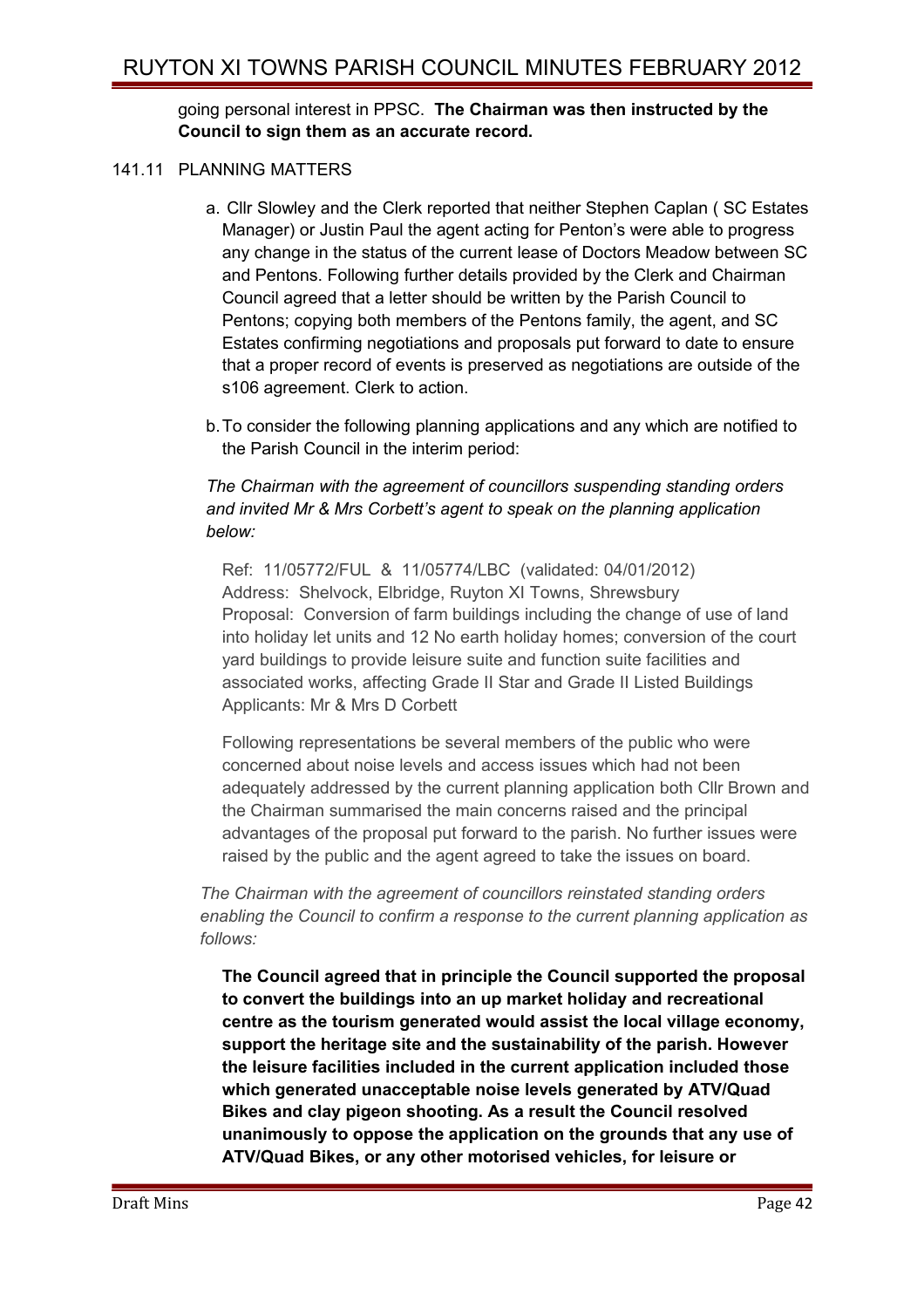going personal interest in PPSC. **The Chairman was then instructed by the Council to sign them as an accurate record.**

141.11 PLANNING MATTERS

a. Cllr Slowley and the Clerk reported that neither Stephen Caplan ( SC Estates Manager) or Justin Paul the agent acting for Penton's were able to progress any change in the status of the current lease of Doctors Meadow between SC and Pentons. Following further details provided by the Clerk and Chairman Council agreed that a letter should be written by the Parish Council to Pentons; copying both members of the Pentons family, the agent, and SC Estates confirming negotiations and proposals put forward to date to ensure that a proper record of events is preserved as negotiations are outside of the s106 agreement. Clerk to action.

b. To consider the following planning applications and any which are notified to the Parish Council in the interim period:

*The Chairman with the agreement of councillors suspending standing orders and invited Mr & Mrs Corbett's agent to speak on the planning application below:*

Ref: 11/05772/FUL & 11/05774/LBC (validated: 04/01/2012)
Address: Shelvock, Elbridge, Ruyton XI Towns, Shrewsbury
Proposal: Conversion of farm buildings including the change of use of land into holiday let units and 12 No earth holiday homes; conversion of the court yard buildings to provide leisure suite and function suite facilities and associated works, affecting Grade II Star and Grade II Listed Buildings
Applicants: Mr & Mrs D Corbett

Following representations be several members of the public who were concerned about noise levels and access issues which had not been adequately addressed by the current planning application both Cllr Brown and the Chairman summarised the main concerns raised and the principal advantages of the proposal put forward to the parish. No further issues were raised by the public and the agent agreed to take the issues on board.

*The Chairman with the agreement of councillors reinstated standing orders enabling the Council to confirm a response to the current planning application as follows:*

**The Council agreed that in principle the Council supported the proposal to convert the buildings into an up market holiday and recreational centre as the tourism generated would assist the local village economy, support the heritage site and the sustainability of the parish. However the leisure facilities included in the current application included those which generated unacceptable noise levels generated by ATV/Quad Bikes and clay pigeon shooting. As a result the Council resolved unanimously to oppose the application on the grounds that any use of ATV/Quad Bikes, or any other motorised vehicles, for leisure or**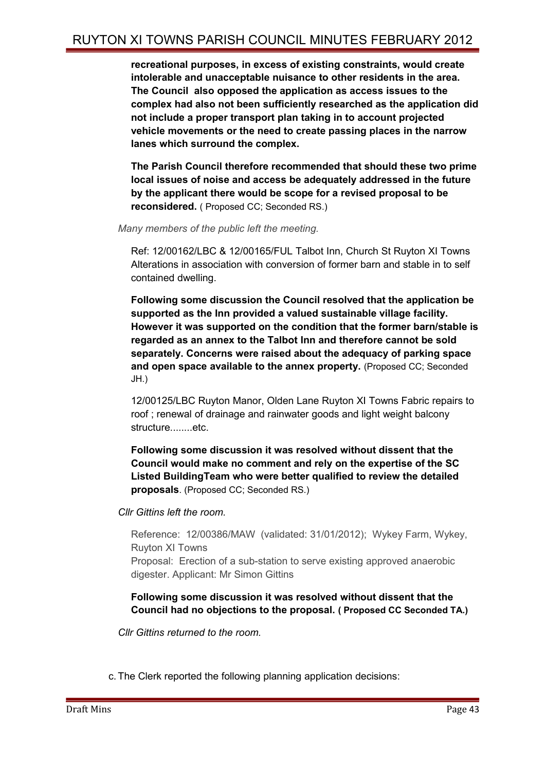**recreational purposes, in excess of existing constraints, would create intolerable and unacceptable nuisance to other residents in the area. The Council also opposed the application as access issues to the complex had also not been sufficiently researched as the application did not include a proper transport plan taking in to account projected vehicle movements or the need to create passing places in the narrow lanes which surround the complex.**

**The Parish Council therefore recommended that should these two prime local issues of noise and access be adequately addressed in the future by the applicant there would be scope for a revised proposal to be reconsidered.** ( Proposed CC; Seconded RS.)

*Many members of the public left the meeting.*

Ref: 12/00162/LBC & 12/00165/FUL Talbot Inn, Church St Ruyton XI Towns Alterations in association with conversion of former barn and stable in to self contained dwelling.

**Following some discussion the Council resolved that the application be supported as the Inn provided a valued sustainable village facility. However it was supported on the condition that the former barn/stable is regarded as an annex to the Talbot Inn and therefore cannot be sold separately. Concerns were raised about the adequacy of parking space and open space available to the annex property.** (Proposed CC; Seconded JH.)

12/00125/LBC Ruyton Manor, Olden Lane Ruyton XI Towns Fabric repairs to roof ; renewal of drainage and rainwater goods and light weight balcony structure........etc.

**Following some discussion it was resolved without dissent that the Council would make no comment and rely on the expertise of the SC Listed BuildingTeam who were better qualified to review the detailed proposals**. (Proposed CC; Seconded RS.)

*Cllr Gittins left the room.*

Reference: 12/00386/MAW (validated: 31/01/2012); Wykey Farm, Wykey, Ruyton XI Towns
Proposal: Erection of a sub-station to serve existing approved anaerobic digester. Applicant: Mr Simon Gittins

**Following some discussion it was resolved without dissent that the Council had no objections to the proposal. ( Proposed CC Seconded TA.)**

*Cllr Gittins returned to the room.*

c. The Clerk reported the following planning application decisions: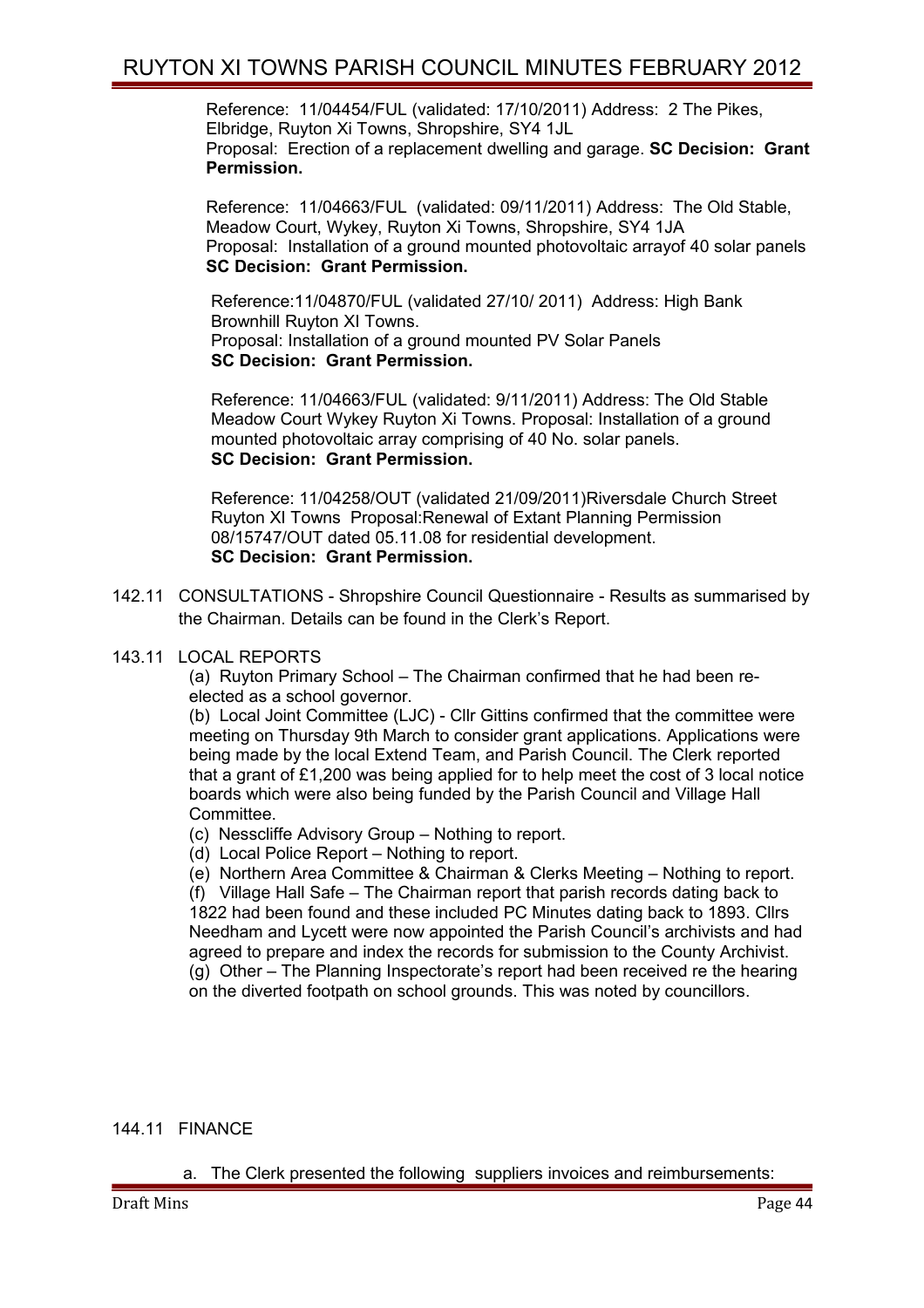Reference: 11/04454/FUL (validated: 17/10/2011) Address: 2 The Pikes, Elbridge, Ruyton Xi Towns, Shropshire, SY4 1JL
Proposal: Erection of a replacement dwelling and garage. **SC Decision: Grant Permission.**

Reference: 11/04663/FUL (validated: 09/11/2011) Address: The Old Stable, Meadow Court, Wykey, Ruyton Xi Towns, Shropshire, SY4 1JA
Proposal: Installation of a ground mounted photovoltaic arrayof 40 solar panels
**SC Decision: Grant Permission.**

Reference:11/04870/FUL (validated 27/10/ 2011) Address: High Bank Brownhill Ruyton XI Towns.
Proposal: Installation of a ground mounted PV Solar Panels
**SC Decision: Grant Permission.**

Reference: 11/04663/FUL (validated: 9/11/2011) Address: The Old Stable Meadow Court Wykey Ruyton Xi Towns. Proposal: Installation of a ground mounted photovoltaic array comprising of 40 No. solar panels.
**SC Decision: Grant Permission.**

Reference: 11/04258/OUT (validated 21/09/2011)Riversdale Church Street Ruyton XI Towns Proposal:Renewal of Extant Planning Permission 08/15747/OUT dated 05.11.08 for residential development.
**SC Decision: Grant Permission.**

142.11 CONSULTATIONS - Shropshire Council Questionnaire - Results as summarised by the Chairman. Details can be found in the Clerk's Report.

143.11 LOCAL REPORTS

(a) Ruyton Primary School – The Chairman confirmed that he had been re-elected as a school governor.

(b) Local Joint Committee (LJC) - Cllr Gittins confirmed that the committee were meeting on Thursday 9th March to consider grant applications. Applications were being made by the local Extend Team, and Parish Council. The Clerk reported that a grant of £1,200 was being applied for to help meet the cost of 3 local notice boards which were also being funded by the Parish Council and Village Hall Committee.

(c) Nesscliffe Advisory Group – Nothing to report.

(d) Local Police Report – Nothing to report.

(e) Northern Area Committee & Chairman & Clerks Meeting – Nothing to report.

(f) Village Hall Safe – The Chairman report that parish records dating back to 1822 had been found and these included PC Minutes dating back to 1893. Cllrs Needham and Lycett were now appointed the Parish Council's archivists and had agreed to prepare and index the records for submission to the County Archivist.

(g) Other – The Planning Inspectorate's report had been received re the hearing on the diverted footpath on school grounds. This was noted by councillors.

144.11 FINANCE

a. The Clerk presented the following suppliers invoices and reimbursements: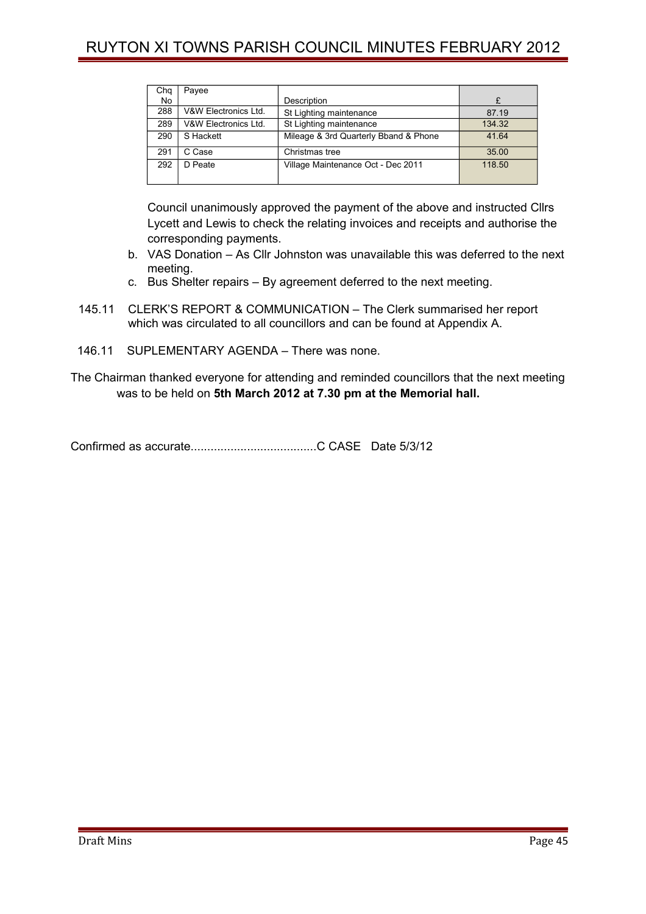| Chq No | Payee | Description | £ |
|---|---|---|---|
| 288 | V&W Electronics Ltd. | St Lighting maintenance | 87.19 |
| 289 | V&W Electronics Ltd. | St Lighting maintenance | 134.32 |
| 290 | S Hackett | Mileage & 3rd Quarterly Bband & Phone | 41.64 |
| 291 | C Case | Christmas tree | 35.00 |
| 292 | D Peate | Village Maintenance Oct - Dec 2011 | 118.50 |

Council unanimously approved the payment of the above and instructed Cllrs Lycett and Lewis to check the relating invoices and receipts and authorise the corresponding payments.

b. VAS Donation – As Cllr Johnston was unavailable this was deferred to the next meeting.
c. Bus Shelter repairs – By agreement deferred to the next meeting.

145.11 CLERK'S REPORT & COMMUNICATION – The Clerk summarised her report which was circulated to all councillors and can be found at Appendix A.

146.11 SUPLEMENTARY AGENDA – There was none.

The Chairman thanked everyone for attending and reminded councillors that the next meeting was to be held on **5th March 2012 at 7.30 pm at the Memorial hall.**

Confirmed as accurate.....................................C CASE Date 5/3/12